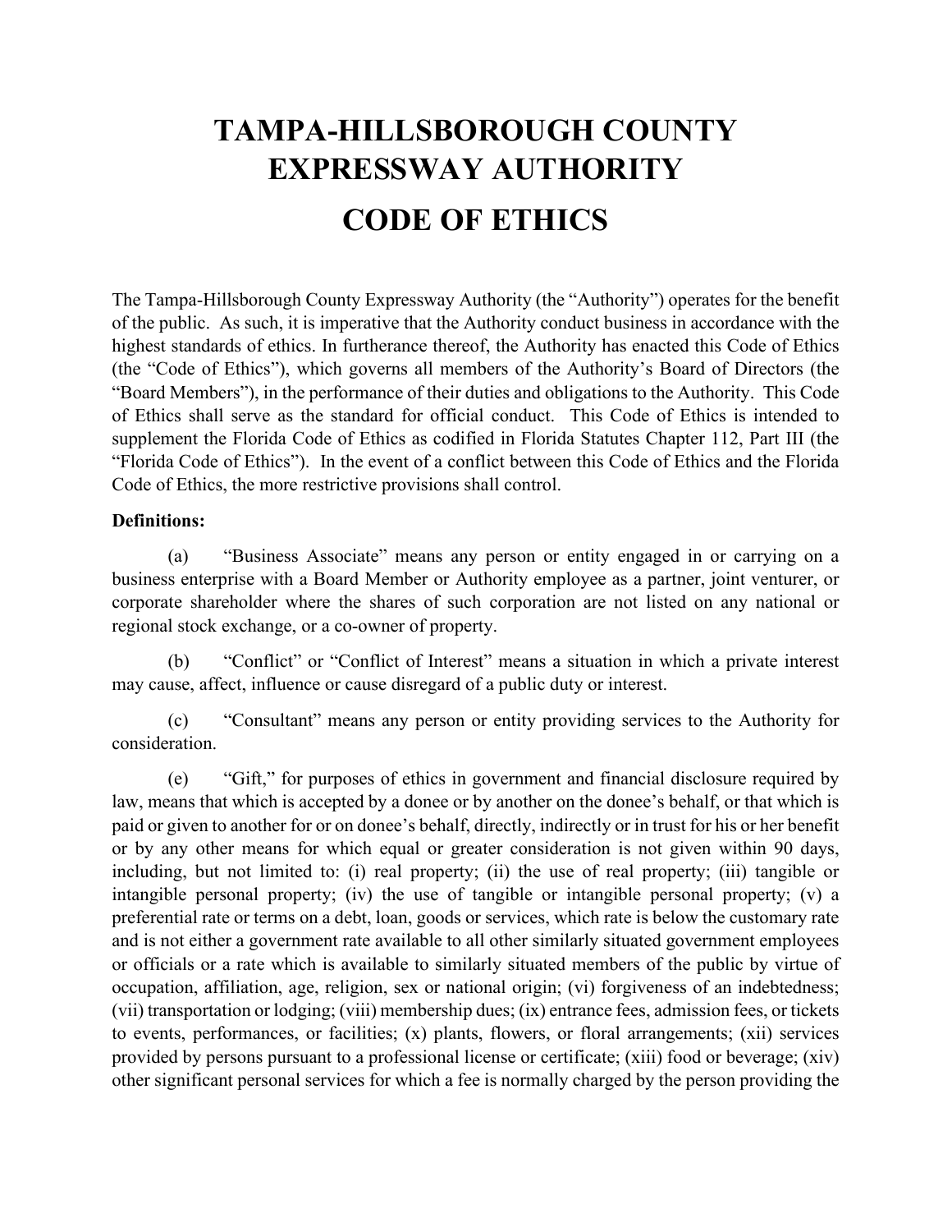# TAMPA-HILLSBOROUGH COUNTY EXPRESSWAY AUTHORITY

# CODE OF ETHICS

The Tampa-Hillsborough County Expressway Authority (the "Authority") operates for the benefit of the public. As such, it is imperative that the Authority conduct business in accordance with the highest standards of ethics. In furtherance thereof, the Authority has enacted this Code of Ethics (the "Code of Ethics"), which governs all members of the Authority's Board of Directors (the "Board Members"), in the performance of their duties and obligations to the Authority. This Code of Ethics shall serve as the standard for official conduct. This Code of Ethics is intended to supplement the Florida Code of Ethics as codified in Florida Statutes Chapter 112, Part III (the "Florida Code of Ethics"). In the event of a conflict between this Code of Ethics and the Florida Code of Ethics, the more restrictive provisions shall control.

**Definitions:**

(a) "Business Associate" means any person or entity engaged in or carrying on a business enterprise with a Board Member or Authority employee as a partner, joint venturer, or corporate shareholder where the shares of such corporation are not listed on any national or regional stock exchange, or a co-owner of property.

(b) "Conflict" or "Conflict of Interest" means a situation in which a private interest may cause, affect, influence or cause disregard of a public duty or interest.

(c) "Consultant" means any person or entity providing services to the Authority for consideration.

(e) "Gift," for purposes of ethics in government and financial disclosure required by law, means that which is accepted by a donee or by another on the donee's behalf, or that which is paid or given to another for or on donee's behalf, directly, indirectly or in trust for his or her benefit or by any other means for which equal or greater consideration is not given within 90 days, including, but not limited to: (i) real property; (ii) the use of real property; (iii) tangible or intangible personal property; (iv) the use of tangible or intangible personal property; (v) a preferential rate or terms on a debt, loan, goods or services, which rate is below the customary rate and is not either a government rate available to all other similarly situated government employees or officials or a rate which is available to similarly situated members of the public by virtue of occupation, affiliation, age, religion, sex or national origin; (vi) forgiveness of an indebtedness; (vii) transportation or lodging; (viii) membership dues; (ix) entrance fees, admission fees, or tickets to events, performances, or facilities; (x) plants, flowers, or floral arrangements; (xii) services provided by persons pursuant to a professional license or certificate; (xiii) food or beverage; (xiv) other significant personal services for which a fee is normally charged by the person providing the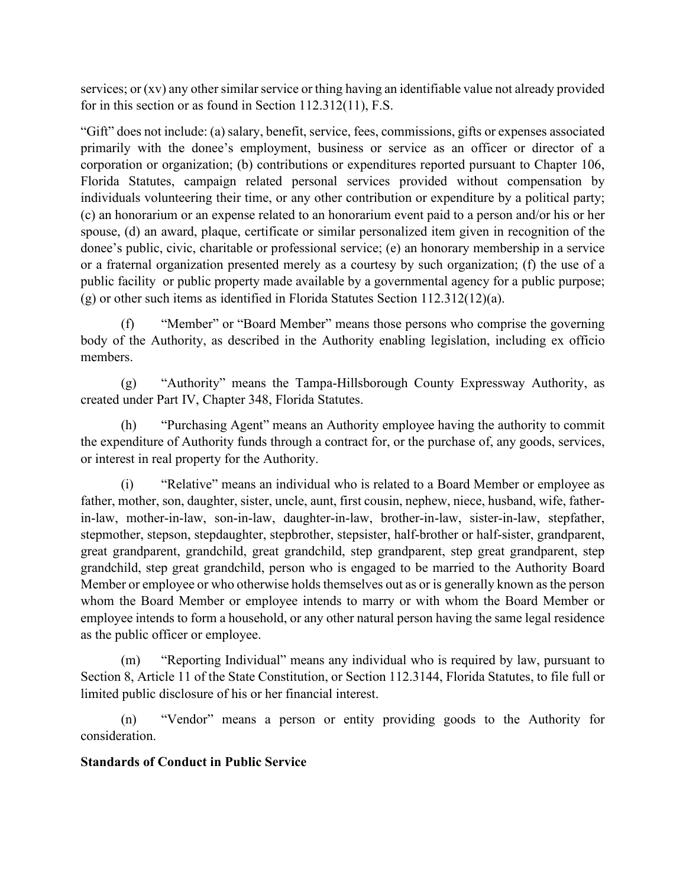services; or (xv) any other similar service or thing having an identifiable value not already provided for in this section or as found in Section 112.312(11), F.S.

"Gift" does not include: (a) salary, benefit, service, fees, commissions, gifts or expenses associated primarily with the donee's employment, business or service as an officer or director of a corporation or organization; (b) contributions or expenditures reported pursuant to Chapter 106, Florida Statutes, campaign related personal services provided without compensation by individuals volunteering their time, or any other contribution or expenditure by a political party; (c) an honorarium or an expense related to an honorarium event paid to a person and/or his or her spouse, (d) an award, plaque, certificate or similar personalized item given in recognition of the donee's public, civic, charitable or professional service; (e) an honorary membership in a service or a fraternal organization presented merely as a courtesy by such organization; (f) the use of a public facility or public property made available by a governmental agency for a public purpose; (g) or other such items as identified in Florida Statutes Section 112.312(12)(a).

(f) "Member" or "Board Member" means those persons who comprise the governing body of the Authority, as described in the Authority enabling legislation, including ex officio members.

(g) "Authority" means the Tampa-Hillsborough County Expressway Authority, as created under Part IV, Chapter 348, Florida Statutes.

(h) "Purchasing Agent" means an Authority employee having the authority to commit the expenditure of Authority funds through a contract for, or the purchase of, any goods, services, or interest in real property for the Authority.

(i) "Relative" means an individual who is related to a Board Member or employee as father, mother, son, daughter, sister, uncle, aunt, first cousin, nephew, niece, husband, wife, father-in-law, mother-in-law, son-in-law, daughter-in-law, brother-in-law, sister-in-law, stepfather, stepmother, stepson, stepdaughter, stepbrother, stepsister, half-brother or half-sister, grandparent, great grandparent, grandchild, great grandchild, step grandparent, step great grandparent, step grandchild, step great grandchild, person who is engaged to be married to the Authority Board Member or employee or who otherwise holds themselves out as or is generally known as the person whom the Board Member or employee intends to marry or with whom the Board Member or employee intends to form a household, or any other natural person having the same legal residence as the public officer or employee.

(m) "Reporting Individual" means any individual who is required by law, pursuant to Section 8, Article 11 of the State Constitution, or Section 112.3144, Florida Statutes, to file full or limited public disclosure of his or her financial interest.

(n) "Vendor" means a person or entity providing goods to the Authority for consideration.

**Standards of Conduct in Public Service**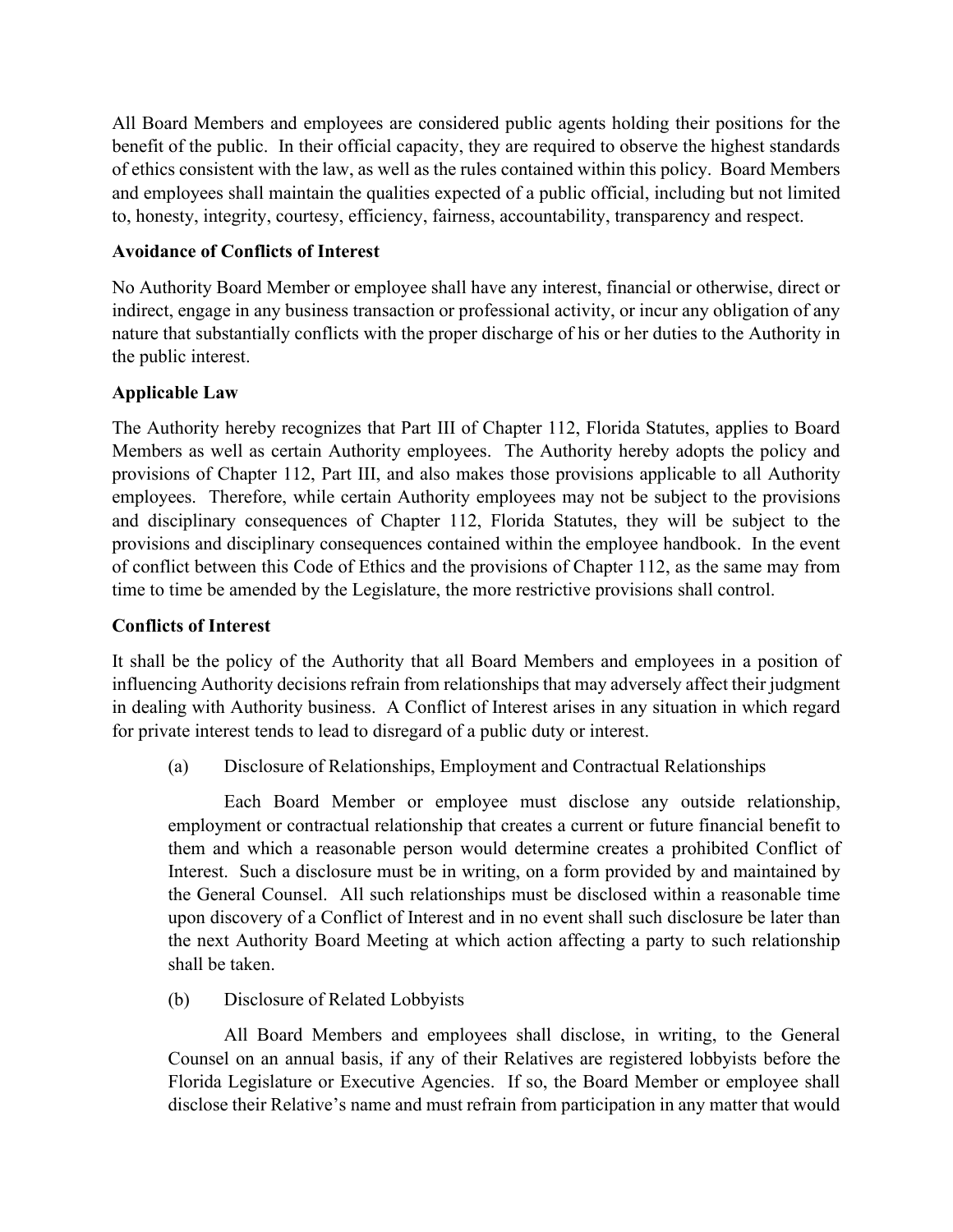All Board Members and employees are considered public agents holding their positions for the benefit of the public. In their official capacity, they are required to observe the highest standards of ethics consistent with the law, as well as the rules contained within this policy. Board Members and employees shall maintain the qualities expected of a public official, including but not limited to, honesty, integrity, courtesy, efficiency, fairness, accountability, transparency and respect.

**Avoidance of Conflicts of Interest**

No Authority Board Member or employee shall have any interest, financial or otherwise, direct or indirect, engage in any business transaction or professional activity, or incur any obligation of any nature that substantially conflicts with the proper discharge of his or her duties to the Authority in the public interest.

**Applicable Law**

The Authority hereby recognizes that Part III of Chapter 112, Florida Statutes, applies to Board Members as well as certain Authority employees. The Authority hereby adopts the policy and provisions of Chapter 112, Part III, and also makes those provisions applicable to all Authority employees. Therefore, while certain Authority employees may not be subject to the provisions and disciplinary consequences of Chapter 112, Florida Statutes, they will be subject to the provisions and disciplinary consequences contained within the employee handbook. In the event of conflict between this Code of Ethics and the provisions of Chapter 112, as the same may from time to time be amended by the Legislature, the more restrictive provisions shall control.

**Conflicts of Interest**

It shall be the policy of the Authority that all Board Members and employees in a position of influencing Authority decisions refrain from relationships that may adversely affect their judgment in dealing with Authority business. A Conflict of Interest arises in any situation in which regard for private interest tends to lead to disregard of a public duty or interest.

(a) Disclosure of Relationships, Employment and Contractual Relationships

Each Board Member or employee must disclose any outside relationship, employment or contractual relationship that creates a current or future financial benefit to them and which a reasonable person would determine creates a prohibited Conflict of Interest. Such a disclosure must be in writing, on a form provided by and maintained by the General Counsel. All such relationships must be disclosed within a reasonable time upon discovery of a Conflict of Interest and in no event shall such disclosure be later than the next Authority Board Meeting at which action affecting a party to such relationship shall be taken.

(b) Disclosure of Related Lobbyists

All Board Members and employees shall disclose, in writing, to the General Counsel on an annual basis, if any of their Relatives are registered lobbyists before the Florida Legislature or Executive Agencies. If so, the Board Member or employee shall disclose their Relative's name and must refrain from participation in any matter that would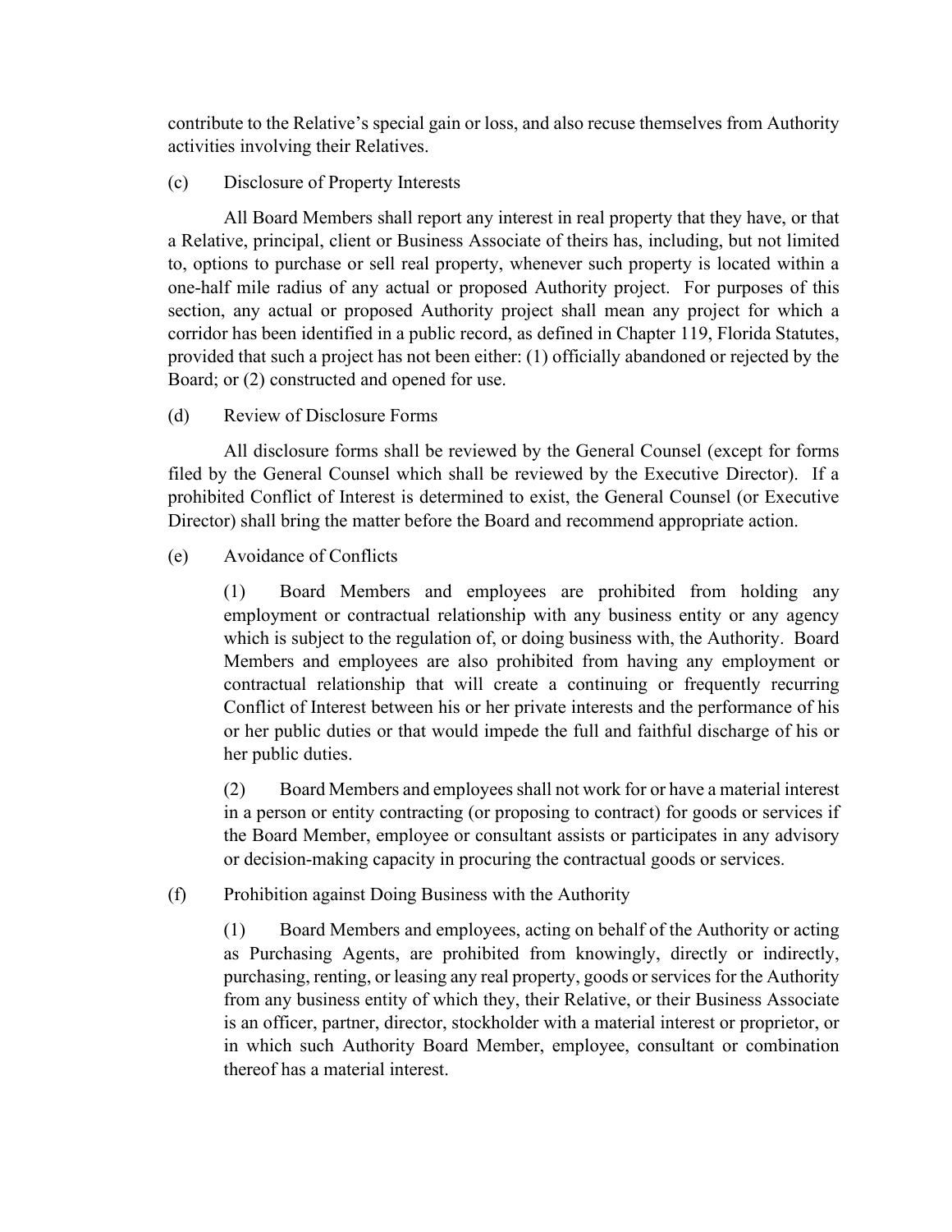contribute to the Relative's special gain or loss, and also recuse themselves from Authority activities involving their Relatives.

(c) Disclosure of Property Interests

All Board Members shall report any interest in real property that they have, or that a Relative, principal, client or Business Associate of theirs has, including, but not limited to, options to purchase or sell real property, whenever such property is located within a one-half mile radius of any actual or proposed Authority project. For purposes of this section, any actual or proposed Authority project shall mean any project for which a corridor has been identified in a public record, as defined in Chapter 119, Florida Statutes, provided that such a project has not been either: (1) officially abandoned or rejected by the Board; or (2) constructed and opened for use.

(d) Review of Disclosure Forms

All disclosure forms shall be reviewed by the General Counsel (except for forms filed by the General Counsel which shall be reviewed by the Executive Director). If a prohibited Conflict of Interest is determined to exist, the General Counsel (or Executive Director) shall bring the matter before the Board and recommend appropriate action.

(e) Avoidance of Conflicts

(1) Board Members and employees are prohibited from holding any employment or contractual relationship with any business entity or any agency which is subject to the regulation of, or doing business with, the Authority. Board Members and employees are also prohibited from having any employment or contractual relationship that will create a continuing or frequently recurring Conflict of Interest between his or her private interests and the performance of his or her public duties or that would impede the full and faithful discharge of his or her public duties.

(2) Board Members and employees shall not work for or have a material interest in a person or entity contracting (or proposing to contract) for goods or services if the Board Member, employee or consultant assists or participates in any advisory or decision-making capacity in procuring the contractual goods or services.

(f) Prohibition against Doing Business with the Authority

(1) Board Members and employees, acting on behalf of the Authority or acting as Purchasing Agents, are prohibited from knowingly, directly or indirectly, purchasing, renting, or leasing any real property, goods or services for the Authority from any business entity of which they, their Relative, or their Business Associate is an officer, partner, director, stockholder with a material interest or proprietor, or in which such Authority Board Member, employee, consultant or combination thereof has a material interest.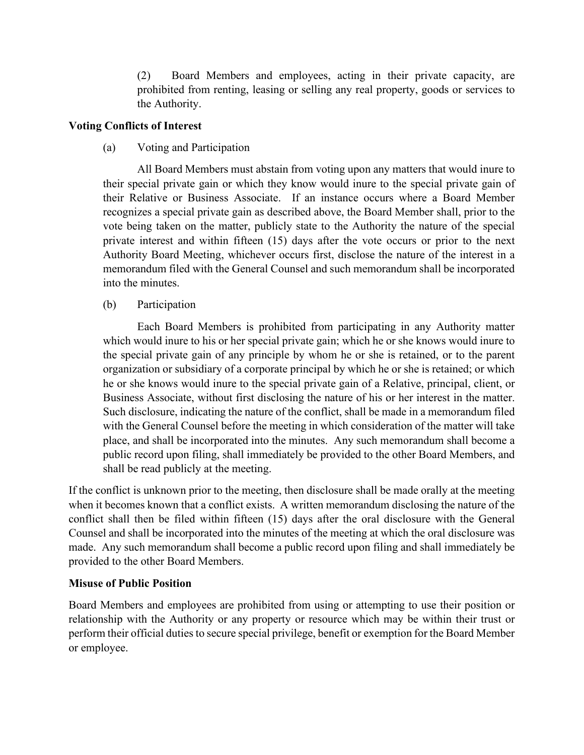(2) Board Members and employees, acting in their private capacity, are prohibited from renting, leasing or selling any real property, goods or services to the Authority.

**Voting Conflicts of Interest**

(a) Voting and Participation

All Board Members must abstain from voting upon any matters that would inure to their special private gain or which they know would inure to the special private gain of their Relative or Business Associate. If an instance occurs where a Board Member recognizes a special private gain as described above, the Board Member shall, prior to the vote being taken on the matter, publicly state to the Authority the nature of the special private interest and within fifteen (15) days after the vote occurs or prior to the next Authority Board Meeting, whichever occurs first, disclose the nature of the interest in a memorandum filed with the General Counsel and such memorandum shall be incorporated into the minutes.

(b) Participation

Each Board Members is prohibited from participating in any Authority matter which would inure to his or her special private gain; which he or she knows would inure to the special private gain of any principle by whom he or she is retained, or to the parent organization or subsidiary of a corporate principal by which he or she is retained; or which he or she knows would inure to the special private gain of a Relative, principal, client, or Business Associate, without first disclosing the nature of his or her interest in the matter. Such disclosure, indicating the nature of the conflict, shall be made in a memorandum filed with the General Counsel before the meeting in which consideration of the matter will take place, and shall be incorporated into the minutes. Any such memorandum shall become a public record upon filing, shall immediately be provided to the other Board Members, and shall be read publicly at the meeting.

If the conflict is unknown prior to the meeting, then disclosure shall be made orally at the meeting when it becomes known that a conflict exists. A written memorandum disclosing the nature of the conflict shall then be filed within fifteen (15) days after the oral disclosure with the General Counsel and shall be incorporated into the minutes of the meeting at which the oral disclosure was made. Any such memorandum shall become a public record upon filing and shall immediately be provided to the other Board Members.

**Misuse of Public Position**

Board Members and employees are prohibited from using or attempting to use their position or relationship with the Authority or any property or resource which may be within their trust or perform their official duties to secure special privilege, benefit or exemption for the Board Member or employee.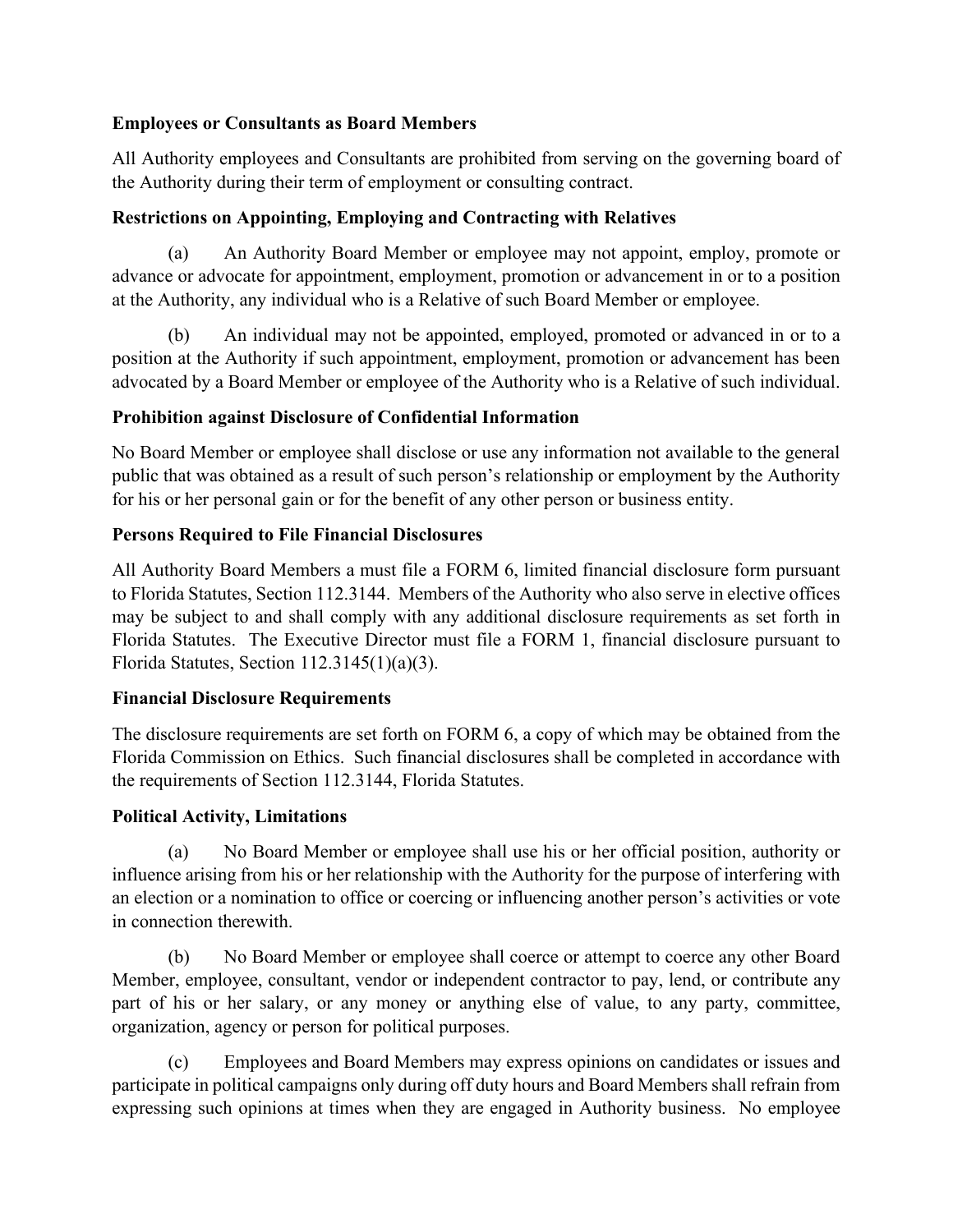**Employees or Consultants as Board Members**

All Authority employees and Consultants are prohibited from serving on the governing board of the Authority during their term of employment or consulting contract.

**Restrictions on Appointing, Employing and Contracting with Relatives**

(a) An Authority Board Member or employee may not appoint, employ, promote or advance or advocate for appointment, employment, promotion or advancement in or to a position at the Authority, any individual who is a Relative of such Board Member or employee.

(b) An individual may not be appointed, employed, promoted or advanced in or to a position at the Authority if such appointment, employment, promotion or advancement has been advocated by a Board Member or employee of the Authority who is a Relative of such individual.

**Prohibition against Disclosure of Confidential Information**

No Board Member or employee shall disclose or use any information not available to the general public that was obtained as a result of such person's relationship or employment by the Authority for his or her personal gain or for the benefit of any other person or business entity.

**Persons Required to File Financial Disclosures**

All Authority Board Members a must file a FORM 6, limited financial disclosure form pursuant to Florida Statutes, Section 112.3144. Members of the Authority who also serve in elective offices may be subject to and shall comply with any additional disclosure requirements as set forth in Florida Statutes. The Executive Director must file a FORM 1, financial disclosure pursuant to Florida Statutes, Section 112.3145(1)(a)(3).

**Financial Disclosure Requirements**

The disclosure requirements are set forth on FORM 6, a copy of which may be obtained from the Florida Commission on Ethics. Such financial disclosures shall be completed in accordance with the requirements of Section 112.3144, Florida Statutes.

**Political Activity, Limitations**

(a) No Board Member or employee shall use his or her official position, authority or influence arising from his or her relationship with the Authority for the purpose of interfering with an election or a nomination to office or coercing or influencing another person's activities or vote in connection therewith.

(b) No Board Member or employee shall coerce or attempt to coerce any other Board Member, employee, consultant, vendor or independent contractor to pay, lend, or contribute any part of his or her salary, or any money or anything else of value, to any party, committee, organization, agency or person for political purposes.

(c) Employees and Board Members may express opinions on candidates or issues and participate in political campaigns only during off duty hours and Board Members shall refrain from expressing such opinions at times when they are engaged in Authority business. No employee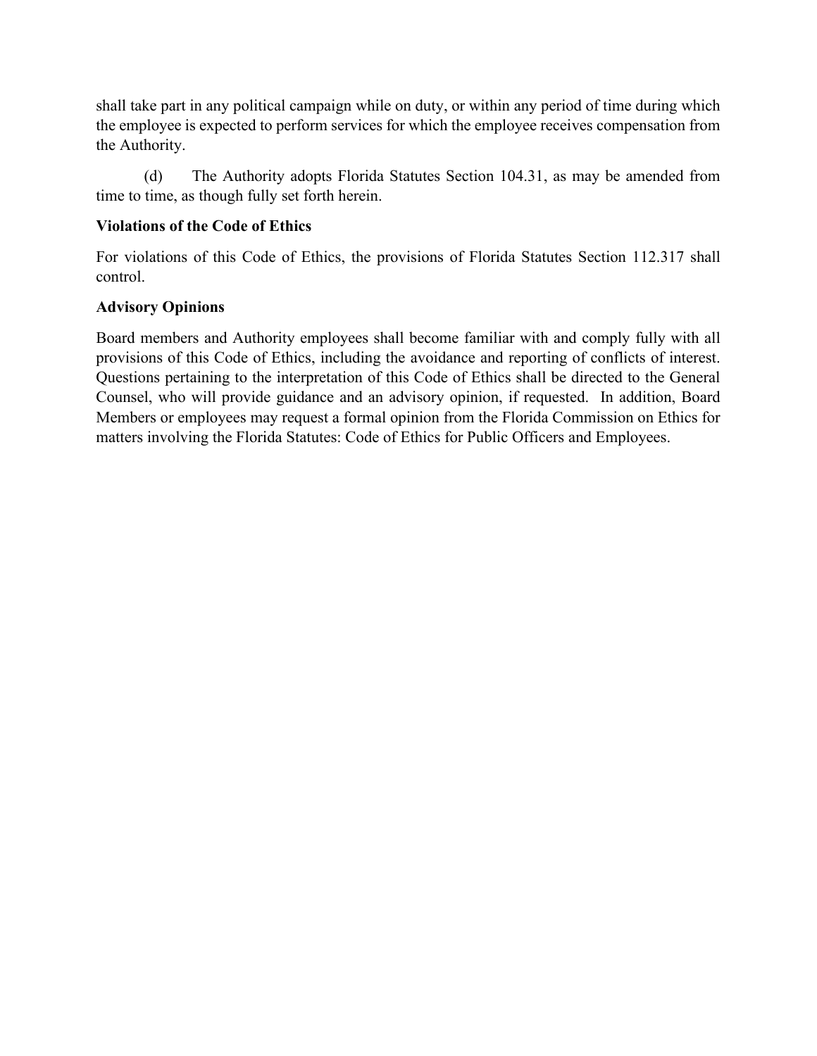shall take part in any political campaign while on duty, or within any period of time during which the employee is expected to perform services for which the employee receives compensation from the Authority.

(d) The Authority adopts Florida Statutes Section 104.31, as may be amended from time to time, as though fully set forth herein.

**Violations of the Code of Ethics**

For violations of this Code of Ethics, the provisions of Florida Statutes Section 112.317 shall control.

**Advisory Opinions**

Board members and Authority employees shall become familiar with and comply fully with all provisions of this Code of Ethics, including the avoidance and reporting of conflicts of interest. Questions pertaining to the interpretation of this Code of Ethics shall be directed to the General Counsel, who will provide guidance and an advisory opinion, if requested. In addition, Board Members or employees may request a formal opinion from the Florida Commission on Ethics for matters involving the Florida Statutes: Code of Ethics for Public Officers and Employees.